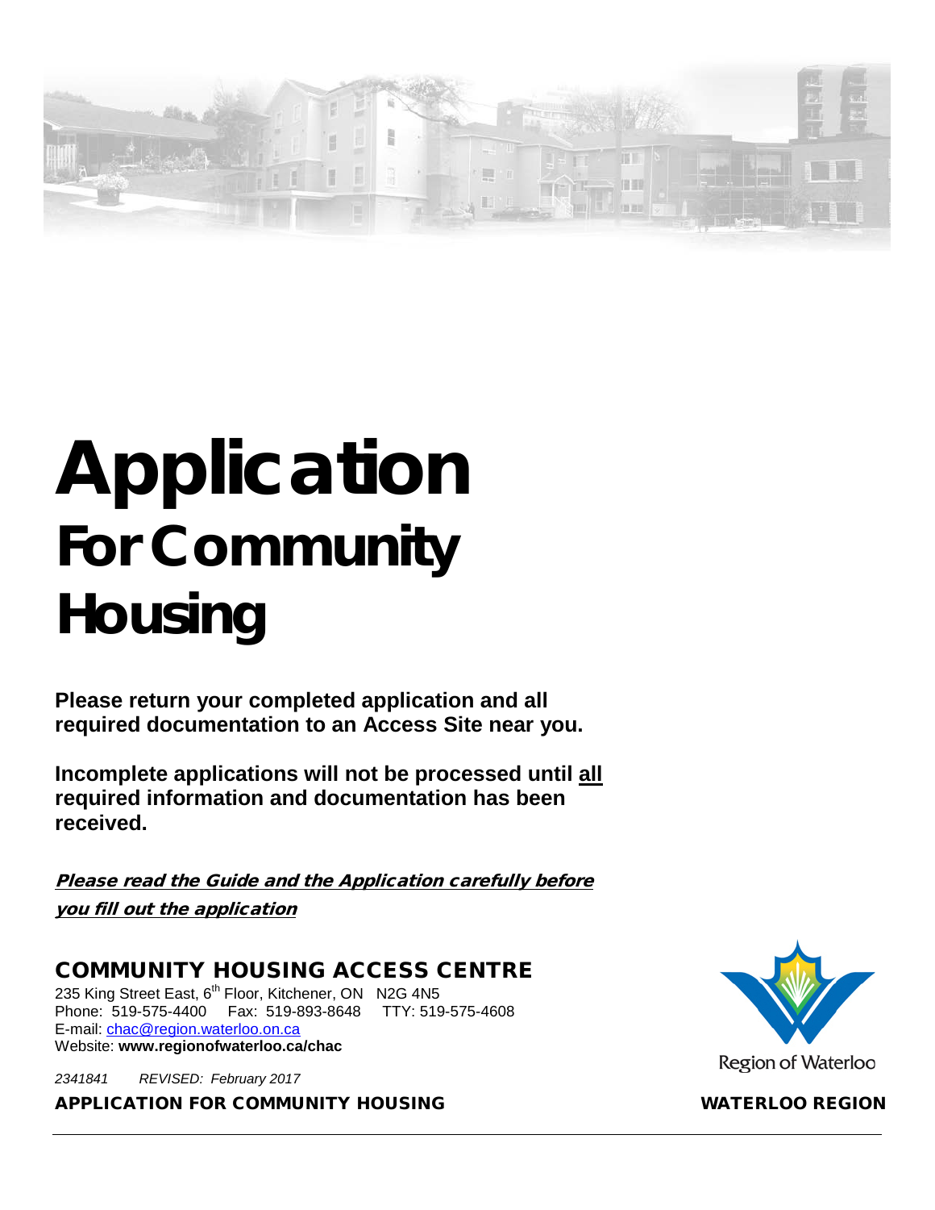# Application For Community Housing

**Please return your completed application and all required documentation to an Access Site near you.**

**Incomplete applications will not be processed until all required information and documentation has been received.**

***Please read the Guide and the Application carefully before you fill out the application***

## COMMUNITY HOUSING ACCESS CENTRE

235 King Street East, 6th Floor, Kitchener, ON N2G 4N5
Phone: 519-575-4400 Fax: 519-893-8648 TTY: 519-575-4608
E-mail: chac@region.waterloo.on.ca
Website: **www.regionofwaterloo.ca/chac**

Region of Waterloo

*2341841 REVISED: February 2017*

APPLICATION FOR COMMUNITY HOUSING WATERLOO REGION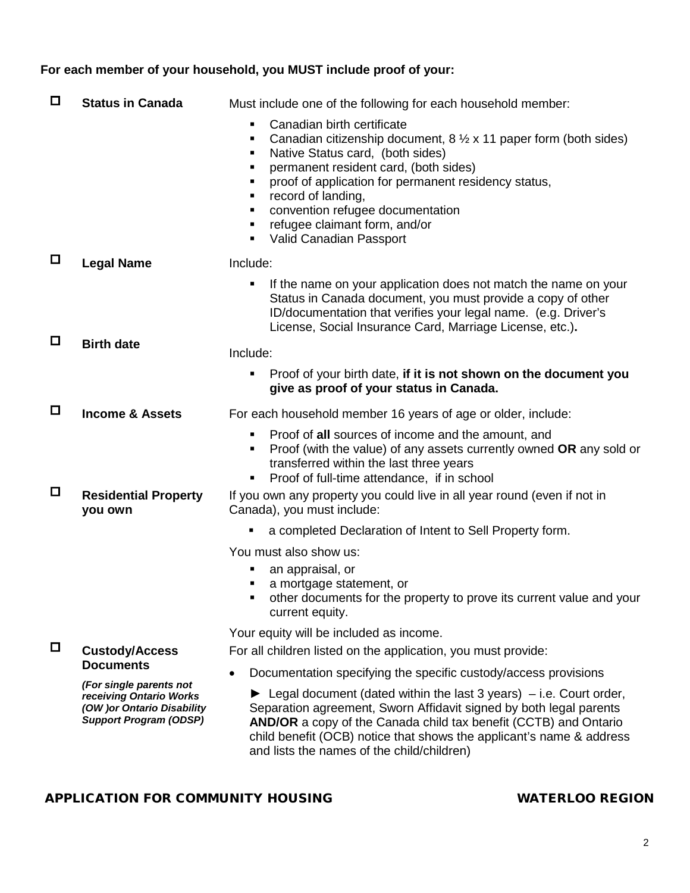**For each member of your household, you MUST include proof of your:**

☐ **Status in Canada**

Must include one of the following for each household member:

- Canadian birth certificate
- Canadian citizenship document, 8 ½ x 11 paper form (both sides)
- Native Status card, (both sides)
- permanent resident card, (both sides)
- proof of application for permanent residency status,
- record of landing,
- convention refugee documentation
- refugee claimant form, and/or
- Valid Canadian Passport

☐ **Legal Name**

Include:

- If the name on your application does not match the name on your Status in Canada document, you must provide a copy of other ID/documentation that verifies your legal name. (e.g. Driver's License, Social Insurance Card, Marriage License, etc.)**.**

☐ **Birth date**

Include:

- Proof of your birth date, **if it is not shown on the document you give as proof of your status in Canada.**

☐ **Income & Assets**

For each household member 16 years of age or older, include:

- Proof of **all** sources of income and the amount, and
- Proof (with the value) of any assets currently owned **OR** any sold or transferred within the last three years
- Proof of full-time attendance, if in school

☐ **Residential Property you own**

If you own any property you could live in all year round (even if not in Canada), you must include:

- a completed Declaration of Intent to Sell Property form.

You must also show us:

- an appraisal, or
- a mortgage statement, or
- other documents for the property to prove its current value and your current equity.

Your equity will be included as income.

☐ **Custody/Access Documents**

***(For single parents not receiving Ontario Works (OW )or Ontario Disability Support Program (ODSP)***

For all children listed on the application, you must provide:

- Documentation specifying the specific custody/access provisions

  ► Legal document (dated within the last 3 years) – i.e. Court order, Separation agreement, Sworn Affidavit signed by both legal parents **AND/OR** a copy of the Canada child tax benefit (CCTB) and Ontario child benefit (OCB) notice that shows the applicant's name & address and lists the names of the child/children)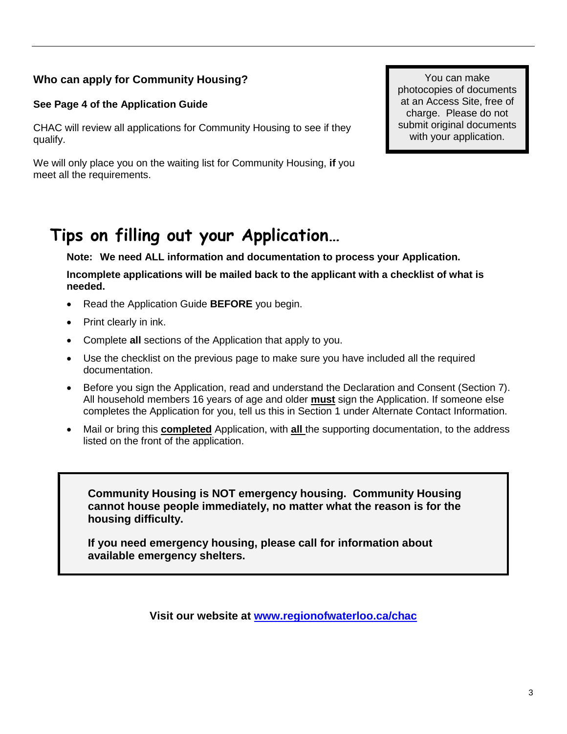### Who can apply for Community Housing?

**See Page 4 of the Application Guide**

CHAC will review all applications for Community Housing to see if they qualify.

We will only place you on the waiting list for Community Housing, **if** you meet all the requirements.

You can make photocopies of documents at an Access Site, free of charge. Please do not submit original documents with your application.

## Tips on filling out your Application…

**Note: We need ALL information and documentation to process your Application.**

**Incomplete applications will be mailed back to the applicant with a checklist of what is needed.**

- Read the Application Guide **BEFORE** you begin.
- Print clearly in ink.
- Complete **all** sections of the Application that apply to you.
- Use the checklist on the previous page to make sure you have included all the required documentation.
- Before you sign the Application, read and understand the Declaration and Consent (Section 7). All household members 16 years of age and older **must** sign the Application. If someone else completes the Application for you, tell us this in Section 1 under Alternate Contact Information.
- Mail or bring this **completed** Application, with **all** the supporting documentation, to the address listed on the front of the application.

**Community Housing is NOT emergency housing. Community Housing cannot house people immediately, no matter what the reason is for the housing difficulty.**

**If you need emergency housing, please call for information about available emergency shelters.**

**Visit our website at [www.regionofwaterloo.ca/chac](http://www.regionofwaterloo.ca/chac)**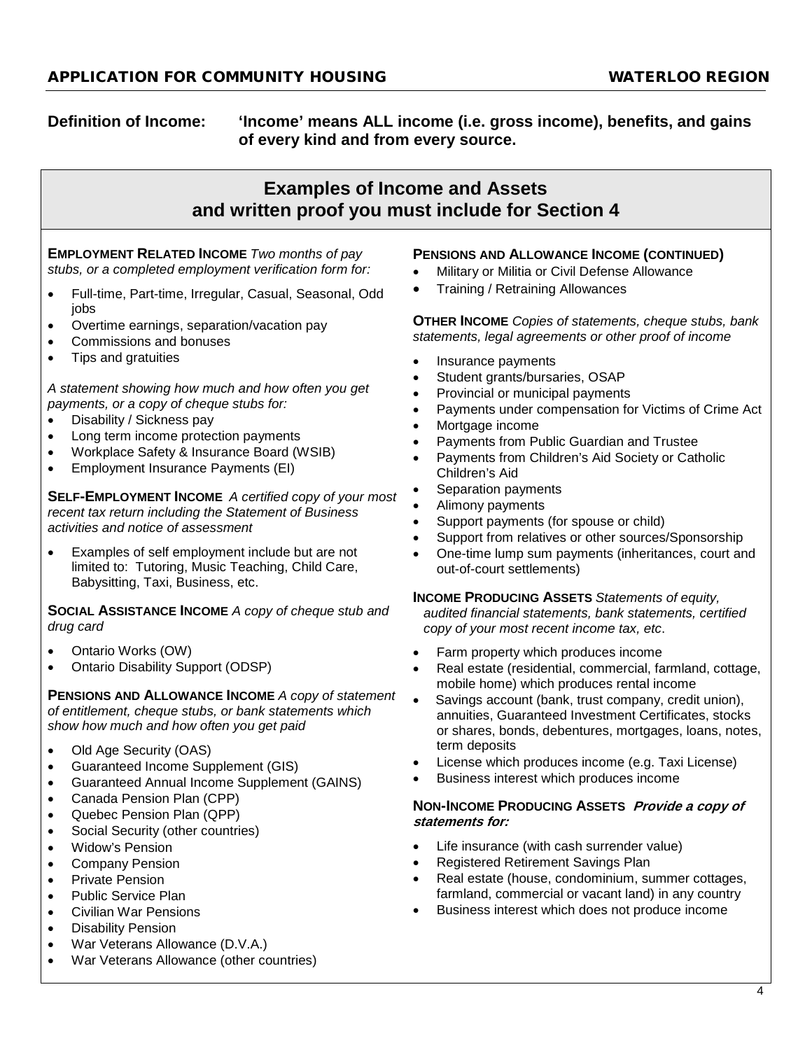**Definition of Income:** **'Income' means ALL income (i.e. gross income), benefits, and gains of every kind and from every source.**

## Examples of Income and Assets and written proof you must include for Section 4

**EMPLOYMENT RELATED INCOME** *Two months of pay stubs, or a completed employment verification form for:*

- Full-time, Part-time, Irregular, Casual, Seasonal, Odd jobs
- Overtime earnings, separation/vacation pay
- Commissions and bonuses
- Tips and gratuities

*A statement showing how much and how often you get payments, or a copy of cheque stubs for:*

- Disability / Sickness pay
- Long term income protection payments
- Workplace Safety & Insurance Board (WSIB)
- Employment Insurance Payments (EI)

**SELF-EMPLOYMENT INCOME** *A certified copy of your most recent tax return including the Statement of Business activities and notice of assessment*

- Examples of self employment include but are not limited to: Tutoring, Music Teaching, Child Care, Babysitting, Taxi, Business, etc.

**SOCIAL ASSISTANCE INCOME** *A copy of cheque stub and drug card*

- Ontario Works (OW)
- Ontario Disability Support (ODSP)

**PENSIONS AND ALLOWANCE INCOME** *A copy of statement of entitlement, cheque stubs, or bank statements which show how much and how often you get paid*

- Old Age Security (OAS)
- Guaranteed Income Supplement (GIS)
- Guaranteed Annual Income Supplement (GAINS)
- Canada Pension Plan (CPP)
- Quebec Pension Plan (QPP)
- Social Security (other countries)
- Widow's Pension
- Company Pension
- Private Pension
- Public Service Plan
- Civilian War Pensions
- Disability Pension
- War Veterans Allowance (D.V.A.)
- War Veterans Allowance (other countries)

**PENSIONS AND ALLOWANCE INCOME (CONTINUED)**

- Military or Militia or Civil Defense Allowance
- Training / Retraining Allowances

**OTHER INCOME** *Copies of statements, cheque stubs, bank statements, legal agreements or other proof of income*

- Insurance payments
- Student grants/bursaries, OSAP
- Provincial or municipal payments
- Payments under compensation for Victims of Crime Act
- Mortgage income
- Payments from Public Guardian and Trustee
- Payments from Children's Aid Society or Catholic Children's Aid
- Separation payments
- Alimony payments
- Support payments (for spouse or child)
- Support from relatives or other sources/Sponsorship
- One-time lump sum payments (inheritances, court and out-of-court settlements)

**INCOME PRODUCING ASSETS** *Statements of equity, audited financial statements, bank statements, certified copy of your most recent income tax, etc*.

- Farm property which produces income
- Real estate (residential, commercial, farmland, cottage, mobile home) which produces rental income
- Savings account (bank, trust company, credit union), annuities, Guaranteed Investment Certificates, stocks or shares, bonds, debentures, mortgages, loans, notes, term deposits
- License which produces income (e.g. Taxi License)
- Business interest which produces income

**NON-INCOME PRODUCING ASSETS** ***Provide a copy of statements for:***

- Life insurance (with cash surrender value)
- Registered Retirement Savings Plan
- Real estate (house, condominium, summer cottages, farmland, commercial or vacant land) in any country
- Business interest which does not produce income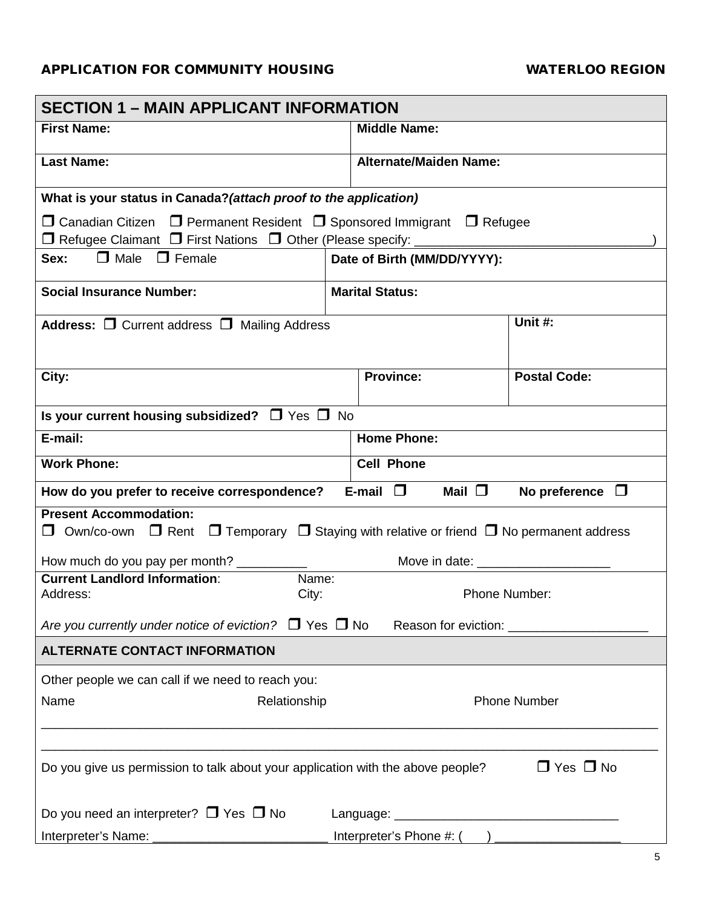**APPLICATION FOR COMMUNITY HOUSING** **WATERLOO REGION**

## SECTION 1 – MAIN APPLICANT INFORMATION

| | |
|---|---|
| **First Name:** | **Middle Name:** |
| **Last Name:** | **Alternate/Maiden Name:** |

**What is your status in Canada?*(attach proof to the application)***

❒ Canadian Citizen ❒ Permanent Resident ❒ Sponsored Immigrant ❒ Refugee
❒ Refugee Claimant ❒ First Nations ❒ Other (Please specify: ________________________________)

| | |
|---|---|
| **Sex:** ❒ Male ❒ Female | **Date of Birth (MM/DD/YYYY):** |
| **Social Insurance Number:** | **Marital Status:** |

| | | |
|---|---|---|
| **Address:** ❒ Current address ❒ Mailing Address | | **Unit #:** |
| **City:** | **Province:** | **Postal Code:** |

**Is your current housing subsidized?** ❒ Yes ❒ No

| | |
|---|---|
| **E-mail:** | **Home Phone:** |
| **Work Phone:** | **Cell Phone** |

**How do you prefer to receive correspondence?** **E-mail** ❒ **Mail** ❒ **No preference** ❒

**Present Accommodation:**
❒ Own/co-own ❒ Rent ❒ Temporary ❒ Staying with relative or friend ❒ No permanent address

How much do you pay per month? __________ Move in date: ___________________

**Current Landlord Information**: Name:
Address: City: Phone Number:

*Are you currently under notice of eviction?* ❒ Yes ❒ No Reason for eviction: ___________________

### ALTERNATE CONTACT INFORMATION

Other people we can call if we need to reach you:

| Name | Relationship | Phone Number |
|---|---|---|
| | | |
| | | |

Do you give us permission to talk about your application with the above people? ❒ Yes ❒ No

Do you need an interpreter? ❒ Yes ❒ No Language: ________________________________

Interpreter's Name: _________________________ Interpreter's Phone #: (   ) __________________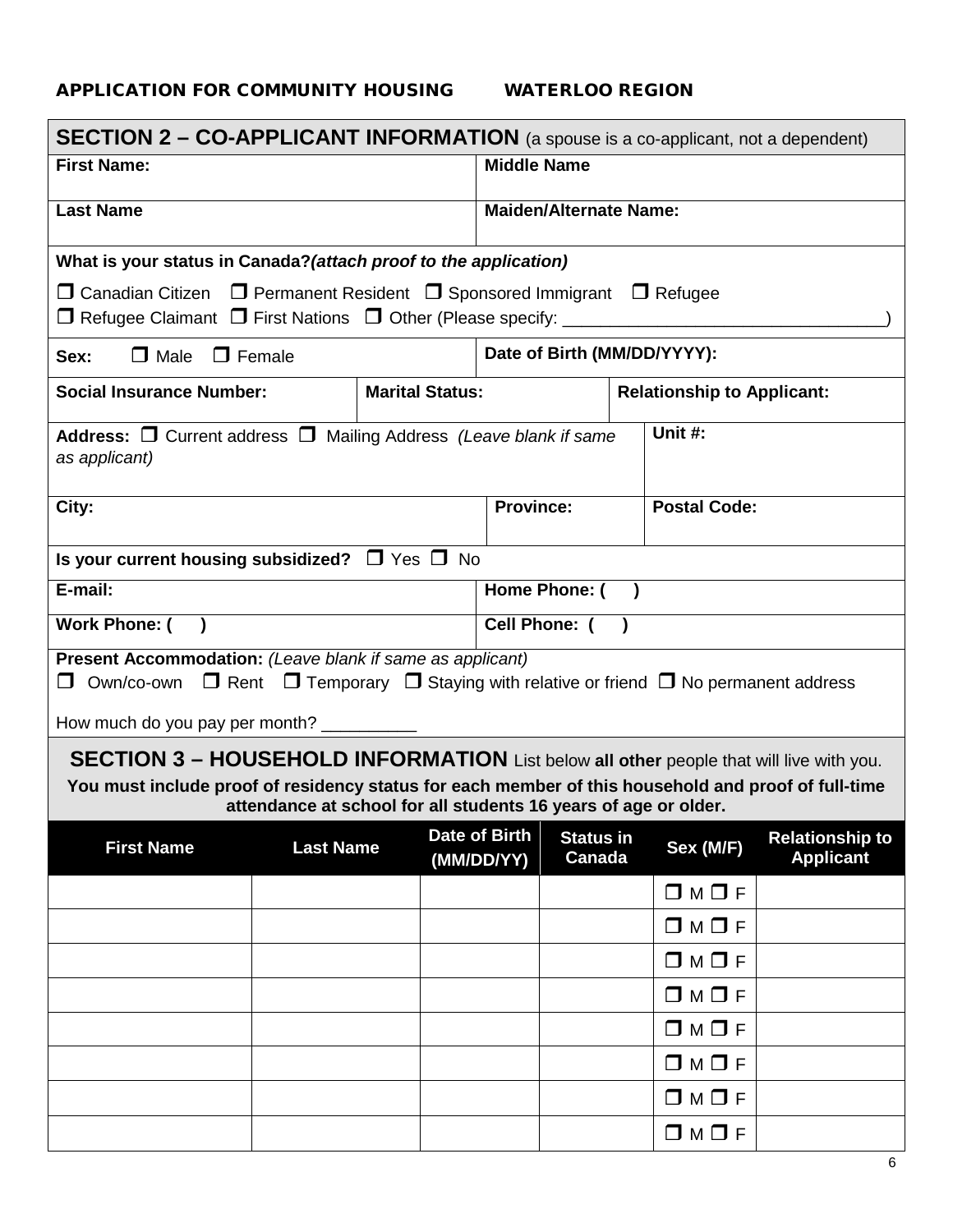APPLICATION FOR COMMUNITY HOUSING WATERLOO REGION

## SECTION 2 – CO-APPLICANT INFORMATION (a spouse is a co-applicant, not a dependent)

**First Name:**

**Middle Name**

**Last Name**

**Maiden/Alternate Name:**

**What is your status in Canada?*(attach proof to the application)***

❐ Canadian Citizen ❐ Permanent Resident ❐ Sponsored Immigrant ❐ Refugee
❐ Refugee Claimant ❐ First Nations ❐ Other (Please specify: ________________________________)

**Sex:** ❐ Male ❐ Female

**Date of Birth (MM/DD/YYYY):**

**Social Insurance Number:**

**Marital Status:**

**Relationship to Applicant:**

**Address:** ❐ Current address ❐ Mailing Address *(Leave blank if same as applicant)*

**Unit #:**

**City:**

**Province:**

**Postal Code:**

**Is your current housing subsidized?** ❐ Yes ❐ No

**E-mail:**

**Home Phone: ( )**

**Work Phone: ( )**

**Cell Phone: ( )**

**Present Accommodation:** *(Leave blank if same as applicant)*
❐ Own/co-own ❐ Rent ❐ Temporary ❐ Staying with relative or friend ❐ No permanent address

How much do you pay per month? __________

## SECTION 3 – HOUSEHOLD INFORMATION List below **all other** people that will live with you.

**You must include proof of residency status for each member of this household and proof of full-time attendance at school for all students 16 years of age or older.**

| First Name | Last Name | Date of Birth (MM/DD/YY) | Status in Canada | Sex (M/F) | Relationship to Applicant |
|---|---|---|---|---|---|
| | | | | ❐ M ❐ F | |
| | | | | ❐ M ❐ F | |
| | | | | ❐ M ❐ F | |
| | | | | ❐ M ❐ F | |
| | | | | ❐ M ❐ F | |
| | | | | ❐ M ❐ F | |
| | | | | ❐ M ❐ F | |
| | | | | ❐ M ❐ F | |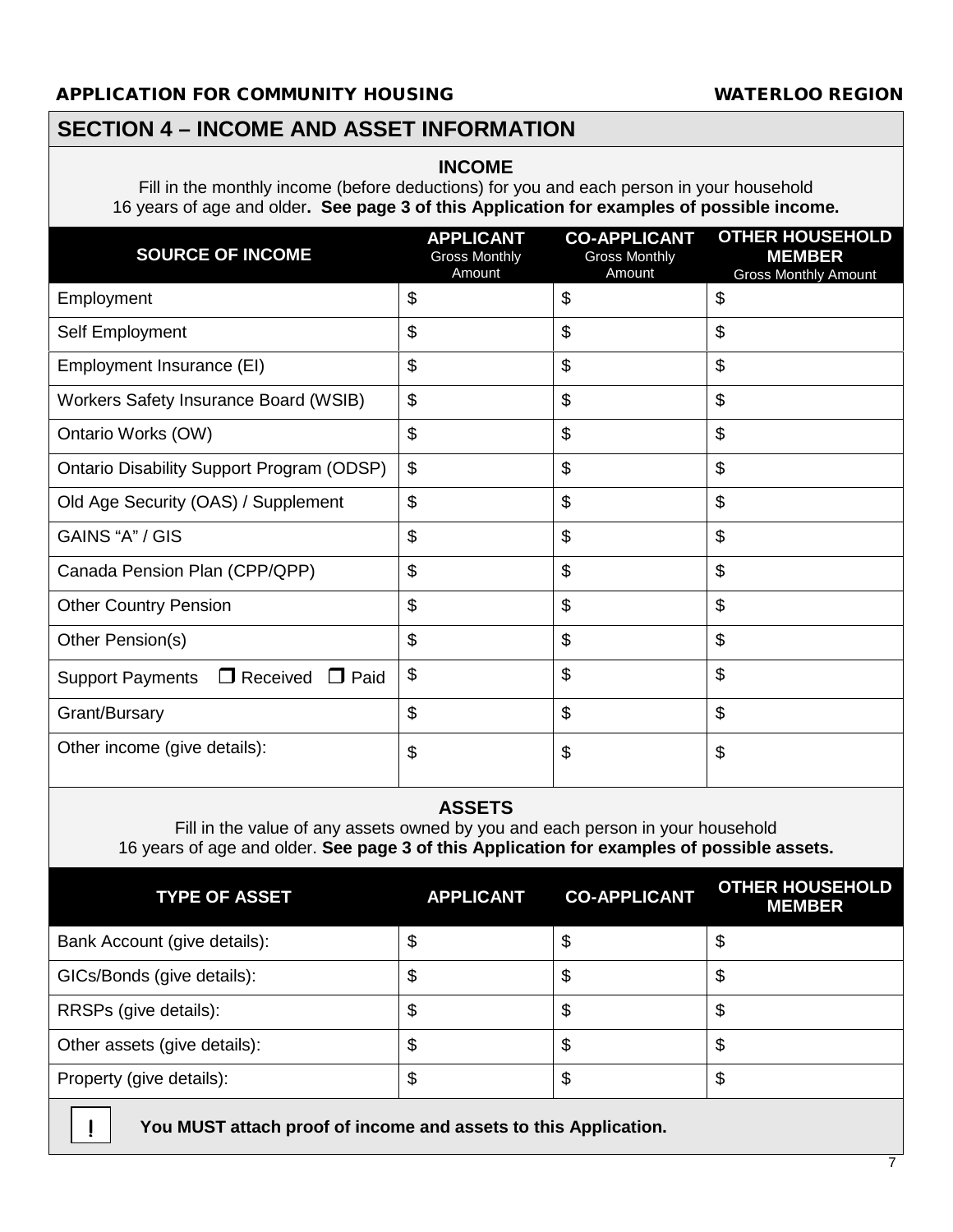## SECTION 4 – INCOME AND ASSET INFORMATION

### INCOME

Fill in the monthly income (before deductions) for you and each person in your household 16 years of age and older**. See page 3 of this Application for examples of possible income.**

| SOURCE OF INCOME | APPLICANT Gross Monthly Amount | CO-APPLICANT Gross Monthly Amount | OTHER HOUSEHOLD MEMBER Gross Monthly Amount |
|---|---|---|---|
| Employment | $ | $ | $ |
| Self Employment | $ | $ | $ |
| Employment Insurance (EI) | $ | $ | $ |
| Workers Safety Insurance Board (WSIB) | $ | $ | $ |
| Ontario Works (OW) | $ | $ | $ |
| Ontario Disability Support Program (ODSP) | $ | $ | $ |
| Old Age Security (OAS) / Supplement | $ | $ | $ |
| GAINS "A" / GIS | $ | $ | $ |
| Canada Pension Plan (CPP/QPP) | $ | $ | $ |
| Other Country Pension | $ | $ | $ |
| Other Pension(s) | $ | $ | $ |
| Support Payments ☐ Received ☐ Paid | $ | $ | $ |
| Grant/Bursary | $ | $ | $ |
| Other income (give details): | $ | $ | $ |

### ASSETS

Fill in the value of any assets owned by you and each person in your household 16 years of age and older. **See page 3 of this Application for examples of possible assets.**

| TYPE OF ASSET | APPLICANT | CO-APPLICANT | OTHER HOUSEHOLD MEMBER |
|---|---|---|---|
| Bank Account (give details): | $ | $ | $ |
| GICs/Bonds (give details): | $ | $ | $ |
| RRSPs (give details): | $ | $ | $ |
| Other assets (give details): | $ | $ | $ |
| Property (give details): | $ | $ | $ |

**!** **You MUST attach proof of income and assets to this Application.**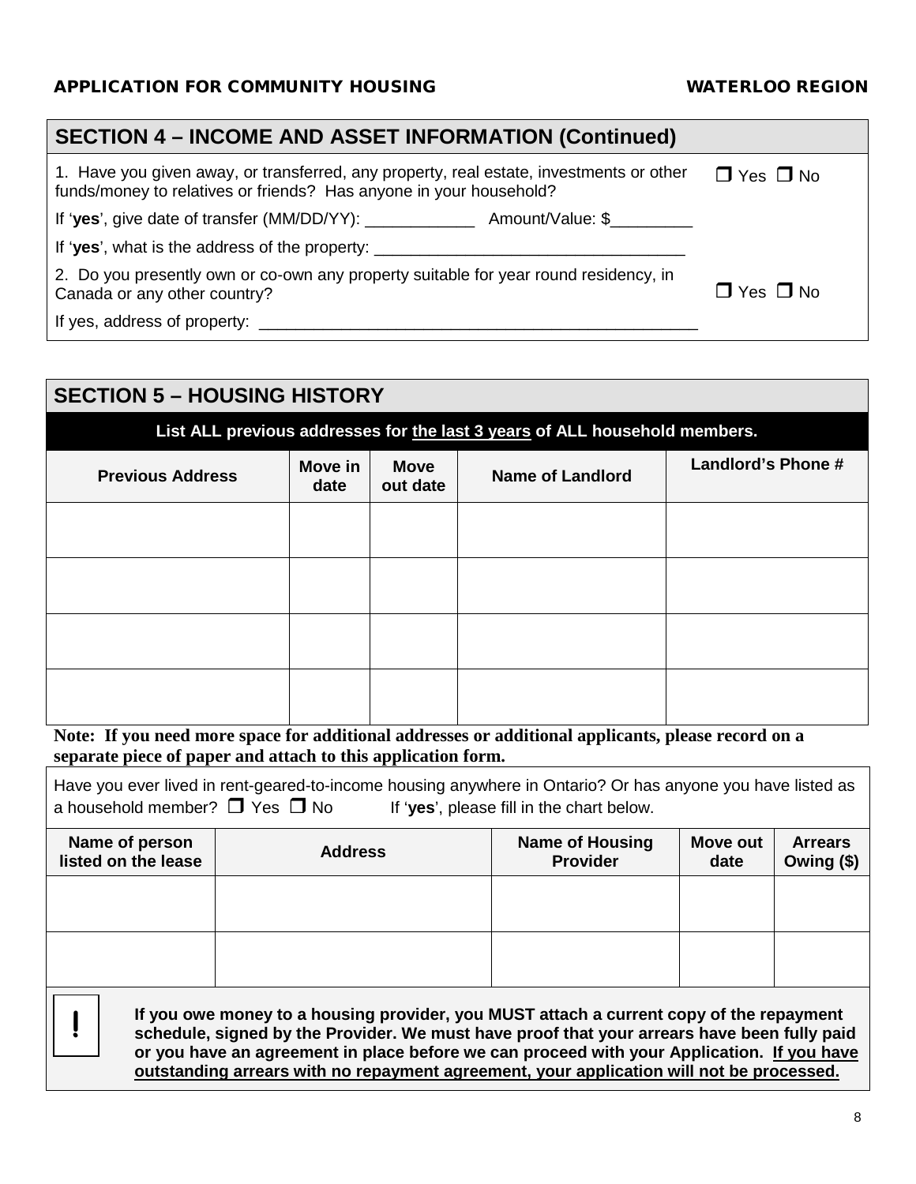## SECTION 4 – INCOME AND ASSET INFORMATION (Continued)

1. Have you given away, or transferred, any property, real estate, investments or other funds/money to relatives or friends? Has anyone in your household? ❒ Yes ❒ No

If '**yes**', give date of transfer (MM/DD/YY): ____________ Amount/Value: $_________

If '**yes**', what is the address of the property: __________________________________

2. Do you presently own or co-own any property suitable for year round residency, in Canada or any other country? ❒ Yes ❒ No

If yes, address of property: ________________________________________________

## SECTION 5 – HOUSING HISTORY

**List ALL previous addresses for the last 3 years of ALL household members.**

| Previous Address | Move in date | Move out date | Name of Landlord | Landlord's Phone # |
|---|---|---|---|---|
| | | | | |
| | | | | |
| | | | | |
| | | | | |

**Note: If you need more space for additional addresses or additional applicants, please record on a separate piece of paper and attach to this application form.**

Have you ever lived in rent-geared-to-income housing anywhere in Ontario? Or has anyone you have listed as a household member? ❒ Yes ❒ No If '**yes**', please fill in the chart below.

| Name of person listed on the lease | Address | Name of Housing Provider | Move out date | Arrears Owing ($) |
|---|---|---|---|---|
| | | | | |
| | | | | |

**!** **If you owe money to a housing provider, you MUST attach a current copy of the repayment schedule, signed by the Provider. We must have proof that your arrears have been fully paid or you have an agreement in place before we can proceed with your Application. <u>If you have outstanding arrears with no repayment agreement, your application will not be processed.</u>**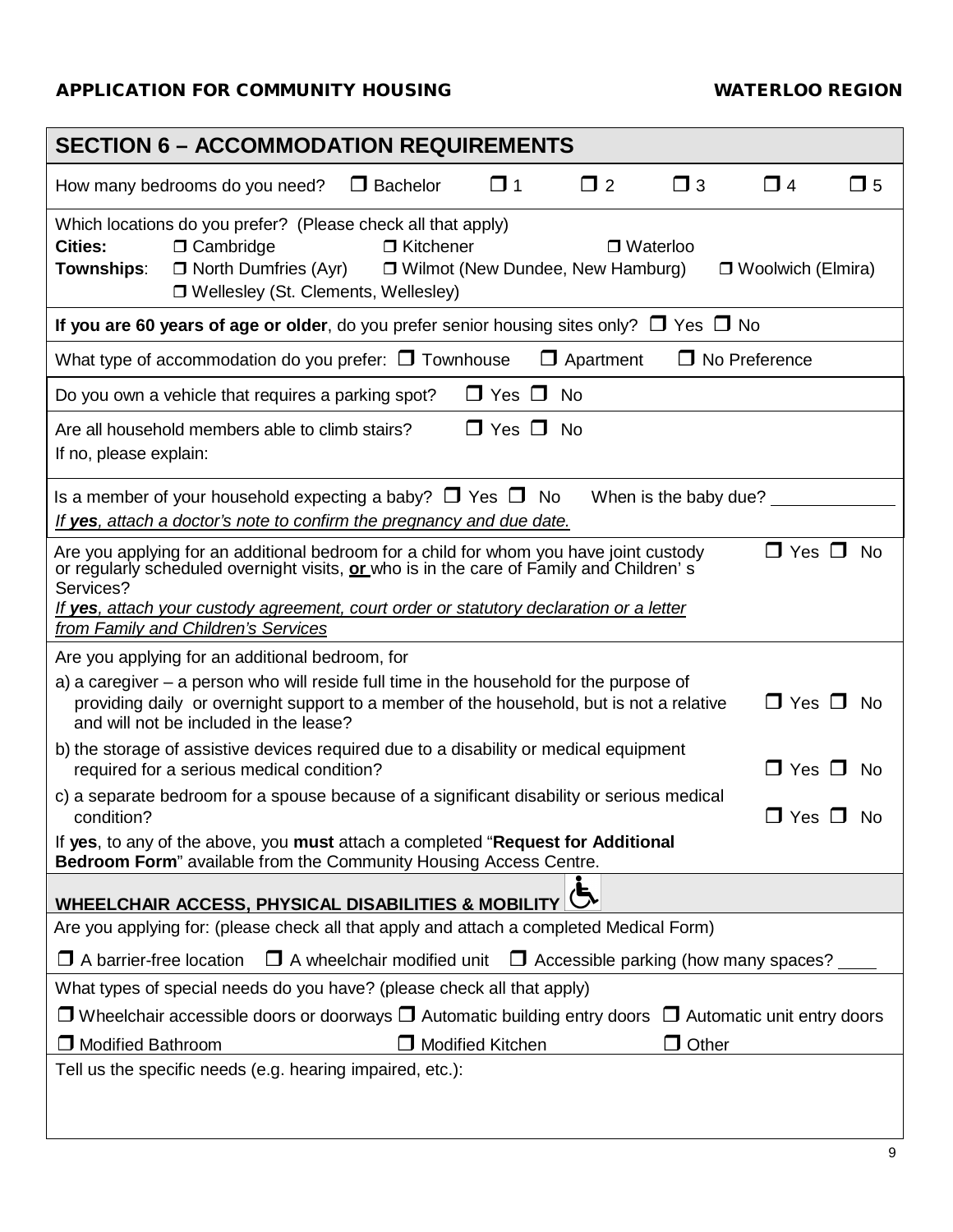## SECTION 6 – ACCOMMODATION REQUIREMENTS

How many bedrooms do you need? ❒ Bachelor ❒ 1 ❒ 2 ❒ 3 ❒ 4 ❒ 5

Which locations do you prefer? (Please check all that apply)

**Cities:** ❒ Cambridge ❒ Kitchener ❒ Waterloo

**Townships**: ❒ North Dumfries (Ayr) ❒ Wilmot (New Dundee, New Hamburg) ❒ Woolwich (Elmira) ❒ Wellesley (St. Clements, Wellesley)

**If you are 60 years of age or older**, do you prefer senior housing sites only? ❒ Yes ❒ No

What type of accommodation do you prefer: ❒ Townhouse ❒ Apartment ❒ No Preference

Do you own a vehicle that requires a parking spot? ❒ Yes ❒ No

Are all household members able to climb stairs? ❒ Yes ❒ No

If no, please explain:

Is a member of your household expecting a baby? ❒ Yes ❒ No When is the baby due? ____________

*If **yes**, attach a doctor's note to confirm the pregnancy and due date.*

Are you applying for an additional bedroom for a child for whom you have joint custody or regularly scheduled overnight visits, **or** who is in the care of Family and Children' s Services? ❒ Yes ❒ No

*If **yes**, attach your custody agreement, court order or statutory declaration or a letter from Family and Children's Services*

Are you applying for an additional bedroom, for

a) a caregiver – a person who will reside full time in the household for the purpose of providing daily or overnight support to a member of the household, but is not a relative and will not be included in the lease? ❒ Yes ❒ No

b) the storage of assistive devices required due to a disability or medical equipment required for a serious medical condition? ❒ Yes ❒ No

c) a separate bedroom for a spouse because of a significant disability or serious medical condition? ❒ Yes ❒ No

If **yes**, to any of the above, you **must** attach a completed "**Request for Additional Bedroom Form**" available from the Community Housing Access Centre.

### WHEELCHAIR ACCESS, PHYSICAL DISABILITIES & MOBILITY

Are you applying for: (please check all that apply and attach a completed Medical Form)

❒ A barrier-free location ❒ A wheelchair modified unit ❒ Accessible parking (how many spaces? ____

What types of special needs do you have? (please check all that apply)

❒ Wheelchair accessible doors or doorways ❒ Automatic building entry doors ❒ Automatic unit entry doors

❒ Modified Bathroom ❒ Modified Kitchen ❒ Other

Tell us the specific needs (e.g. hearing impaired, etc.):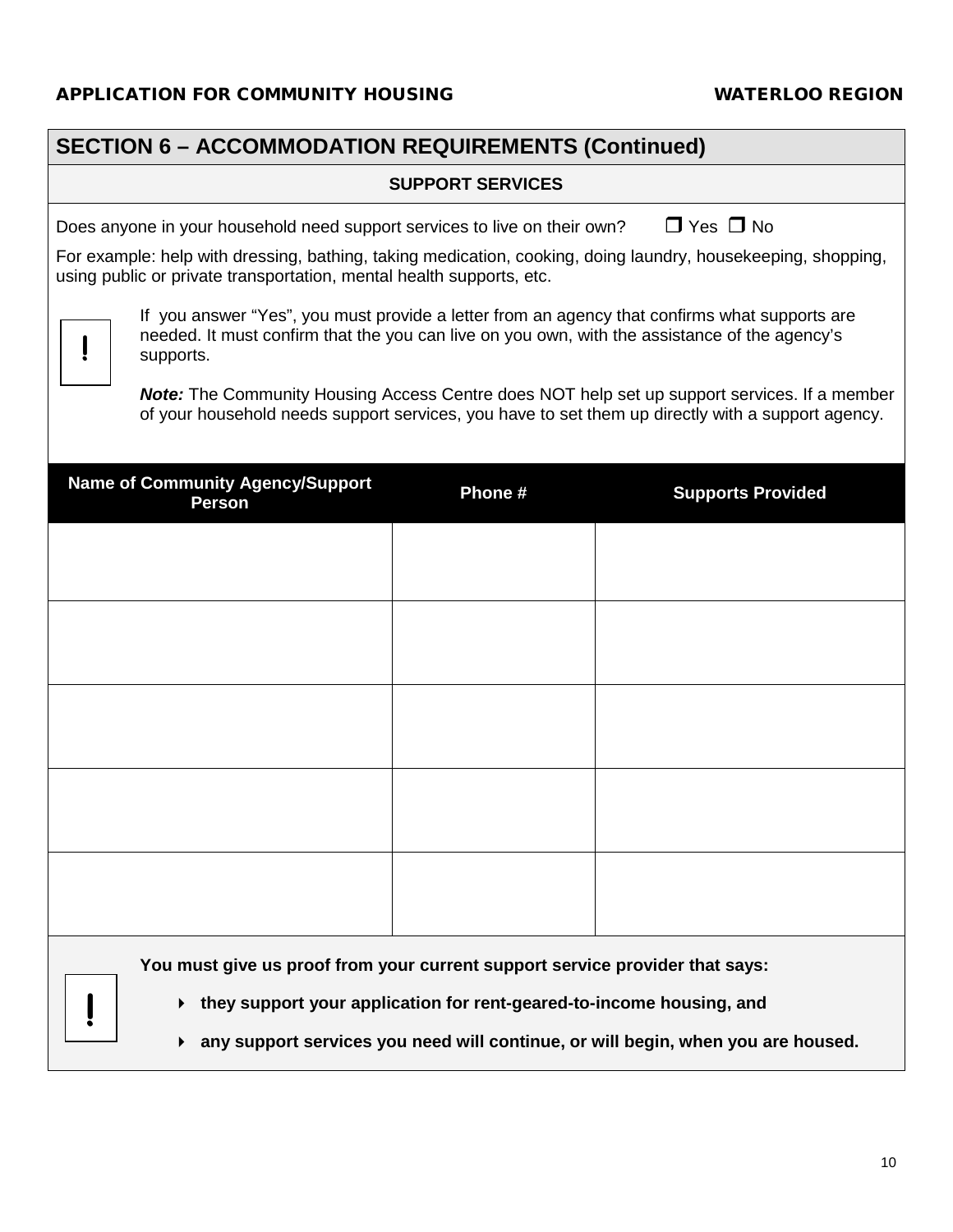## SECTION 6 – ACCOMMODATION REQUIREMENTS (Continued)

### SUPPORT SERVICES

Does anyone in your household need support services to live on their own? ☐ Yes ☐ No

For example: help with dressing, bathing, taking medication, cooking, doing laundry, housekeeping, shopping, using public or private transportation, mental health supports, etc.

! If you answer “Yes”, you must provide a letter from an agency that confirms what supports are needed. It must confirm that the you can live on you own, with the assistance of the agency’s supports.

***Note:*** The Community Housing Access Centre does NOT help set up support services. If a member of your household needs support services, you have to set them up directly with a support agency.

| Name of Community Agency/Support Person | Phone # | Supports Provided |
|---|---|---|
| | | |
| | | |
| | | |
| | | |
| | | |

! **You must give us proof from your current support service provider that says:**

- **they support your application for rent-geared-to-income housing, and**
- **any support services you need will continue, or will begin, when you are housed.**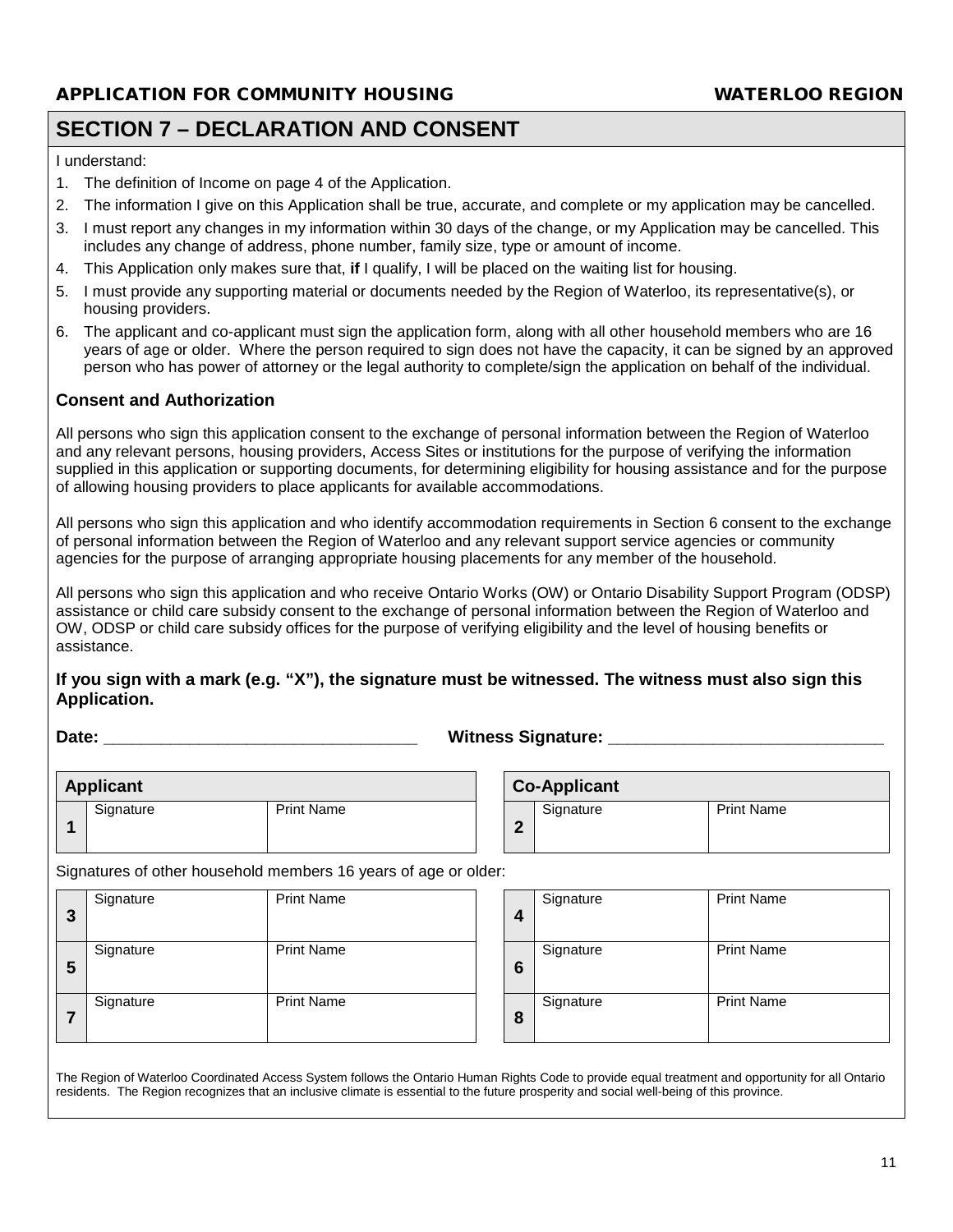## SECTION 7 – DECLARATION AND CONSENT

I understand:

1. The definition of Income on page 4 of the Application.
2. The information I give on this Application shall be true, accurate, and complete or my application may be cancelled.
3. I must report any changes in my information within 30 days of the change, or my Application may be cancelled. This includes any change of address, phone number, family size, type or amount of income.
4. This Application only makes sure that, **if** I qualify, I will be placed on the waiting list for housing.
5. I must provide any supporting material or documents needed by the Region of Waterloo, its representative(s), or housing providers.
6. The applicant and co-applicant must sign the application form, along with all other household members who are 16 years of age or older. Where the person required to sign does not have the capacity, it can be signed by an approved person who has power of attorney or the legal authority to complete/sign the application on behalf of the individual.

### Consent and Authorization

All persons who sign this application consent to the exchange of personal information between the Region of Waterloo and any relevant persons, housing providers, Access Sites or institutions for the purpose of verifying the information supplied in this application or supporting documents, for determining eligibility for housing assistance and for the purpose of allowing housing providers to place applicants for available accommodations.

All persons who sign this application and who identify accommodation requirements in Section 6 consent to the exchange of personal information between the Region of Waterloo and any relevant support service agencies or community agencies for the purpose of arranging appropriate housing placements for any member of the household.

All persons who sign this application and who receive Ontario Works (OW) or Ontario Disability Support Program (ODSP) assistance or child care subsidy consent to the exchange of personal information between the Region of Waterloo and OW, ODSP or child care subsidy offices for the purpose of verifying eligibility and the level of housing benefits or assistance.

**If you sign with a mark (e.g. "X"), the signature must be witnessed. The witness must also sign this Application.**

**Date:** ________________________________ **Witness Signature:** ____________________________

| Applicant | | |
|---|---|---|
| 1 | Signature | Print Name |

| Co-Applicant | | |
|---|---|---|
| 2 | Signature | Print Name |

Signatures of other household members 16 years of age or older:

| | | | | | |
|---|---|---|---|---|---|
| 3 | Signature | Print Name | 4 | Signature | Print Name |
| 5 | Signature | Print Name | 6 | Signature | Print Name |
| 7 | Signature | Print Name | 8 | Signature | Print Name |

The Region of Waterloo Coordinated Access System follows the Ontario Human Rights Code to provide equal treatment and opportunity for all Ontario residents. The Region recognizes that an inclusive climate is essential to the future prosperity and social well-being of this province.